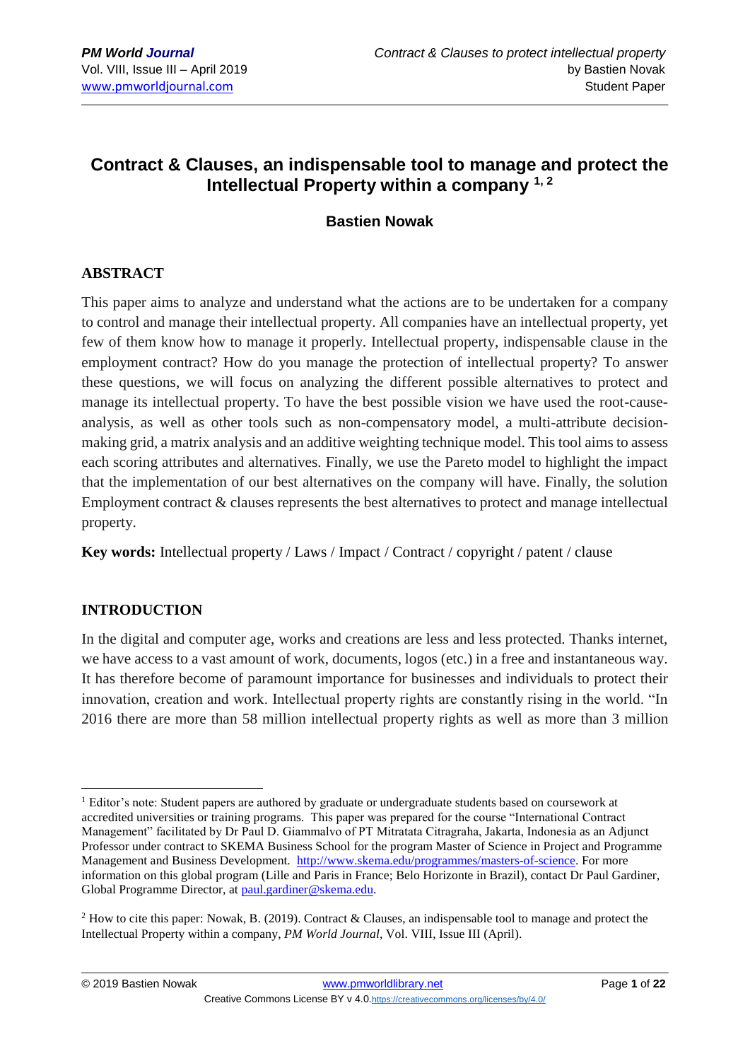# Contract & Clauses, an indispensable tool to manage and protect the Intellectual Property within a company [1, 2]

### Bastien Nowak

## ABSTRACT

This paper aims to analyze and understand what the actions are to be undertaken for a company to control and manage their intellectual property. All companies have an intellectual property, yet few of them know how to manage it properly. Intellectual property, indispensable clause in the employment contract? How do you manage the protection of intellectual property? To answer these questions, we will focus on analyzing the different possible alternatives to protect and manage its intellectual property. To have the best possible vision we have used the root-cause-analysis, as well as other tools such as non-compensatory model, a multi-attribute decision-making grid, a matrix analysis and an additive weighting technique model. This tool aims to assess each scoring attributes and alternatives. Finally, we use the Pareto model to highlight the impact that the implementation of our best alternatives on the company will have. Finally, the solution Employment contract & clauses represents the best alternatives to protect and manage intellectual property.

**Key words:** Intellectual property / Laws / Impact / Contract / copyright / patent / clause

## INTRODUCTION

In the digital and computer age, works and creations are less and less protected. Thanks internet, we have access to a vast amount of work, documents, logos (etc.) in a free and instantaneous way. It has therefore become of paramount importance for businesses and individuals to protect their innovation, creation and work. Intellectual property rights are constantly rising in the world. "In 2016 there are more than 58 million intellectual property rights as well as more than 3 million

---

[1] Editor's note: Student papers are authored by graduate or undergraduate students based on coursework at accredited universities or training programs. This paper was prepared for the course "International Contract Management" facilitated by Dr Paul D. Giammalvo of PT Mitratata Citragraha, Jakarta, Indonesia as an Adjunct Professor under contract to SKEMA Business School for the program Master of Science in Project and Programme Management and Business Development. http://www.skema.edu/programmes/masters-of-science. For more information on this global program (Lille and Paris in France; Belo Horizonte in Brazil), contact Dr Paul Gardiner, Global Programme Director, at paul.gardiner@skema.edu.

[2] How to cite this paper: Nowak, B. (2019). Contract & Clauses, an indispensable tool to manage and protect the Intellectual Property within a company, *PM World Journal*, Vol. VIII, Issue III (April).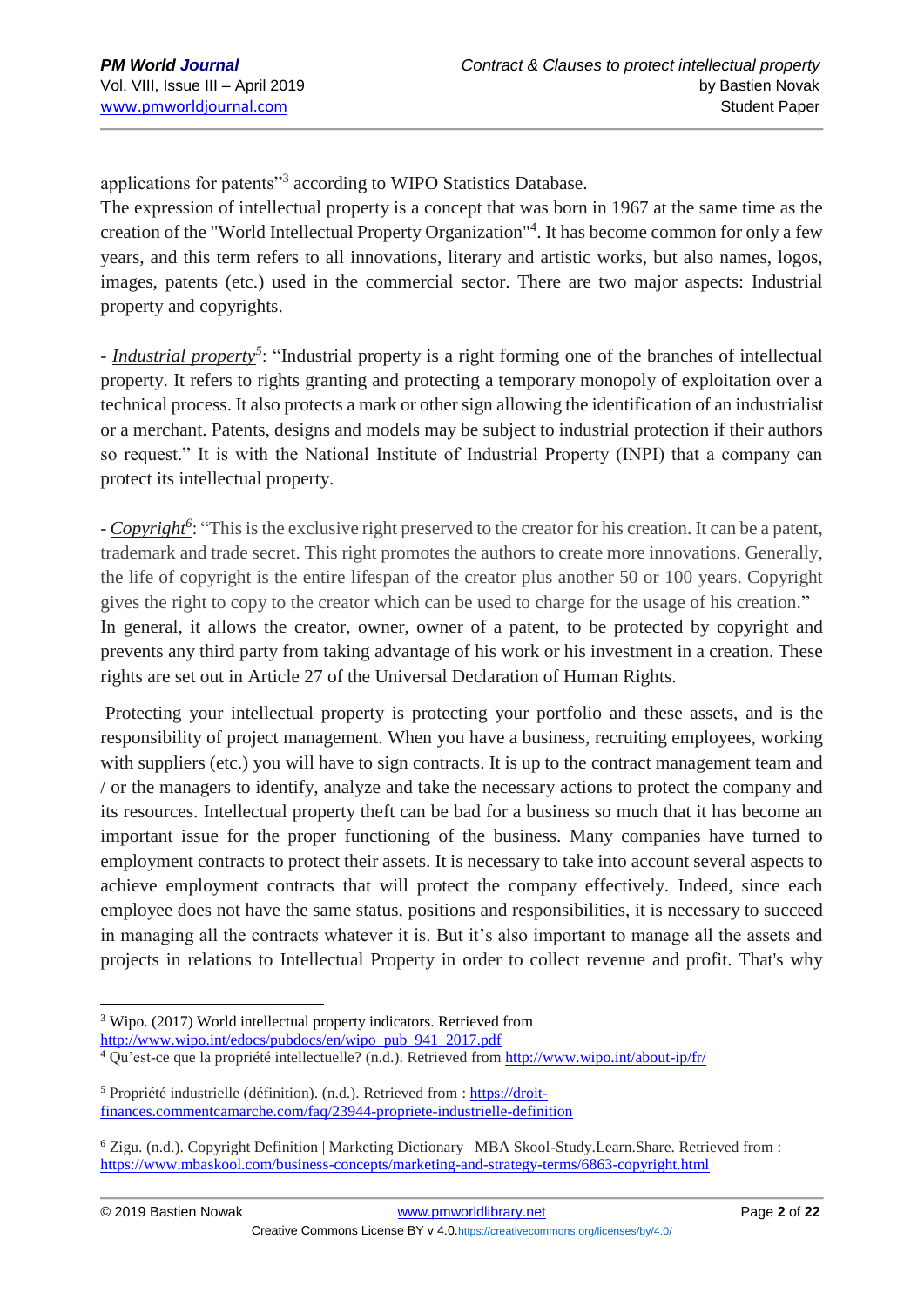applications for patents"[3] according to WIPO Statistics Database.
The expression of intellectual property is a concept that was born in 1967 at the same time as the creation of the "World Intellectual Property Organization"[4]. It has become common for only a few years, and this term refers to all innovations, literary and artistic works, but also names, logos, images, patents (etc.) used in the commercial sector. There are two major aspects: Industrial property and copyrights.

- *Industrial property*[5]: "Industrial property is a right forming one of the branches of intellectual property. It refers to rights granting and protecting a temporary monopoly of exploitation over a technical process. It also protects a mark or other sign allowing the identification of an industrialist or a merchant. Patents, designs and models may be subject to industrial protection if their authors so request." It is with the National Institute of Industrial Property (INPI) that a company can protect its intellectual property.

- *Copyright*[6]: "This is the exclusive right preserved to the creator for his creation. It can be a patent, trademark and trade secret. This right promotes the authors to create more innovations. Generally, the life of copyright is the entire lifespan of the creator plus another 50 or 100 years. Copyright gives the right to copy to the creator which can be used to charge for the usage of his creation."
In general, it allows the creator, owner, owner of a patent, to be protected by copyright and prevents any third party from taking advantage of his work or his investment in a creation. These rights are set out in Article 27 of the Universal Declaration of Human Rights.

Protecting your intellectual property is protecting your portfolio and these assets, and is the responsibility of project management. When you have a business, recruiting employees, working with suppliers (etc.) you will have to sign contracts. It is up to the contract management team and / or the managers to identify, analyze and take the necessary actions to protect the company and its resources. Intellectual property theft can be bad for a business so much that it has become an important issue for the proper functioning of the business. Many companies have turned to employment contracts to protect their assets. It is necessary to take into account several aspects to achieve employment contracts that will protect the company effectively. Indeed, since each employee does not have the same status, positions and responsibilities, it is necessary to succeed in managing all the contracts whatever it is. But it's also important to manage all the assets and projects in relations to Intellectual Property in order to collect revenue and profit. That's why

---

[3] Wipo. (2017) World intellectual property indicators. Retrieved from http://www.wipo.int/edocs/pubdocs/en/wipo_pub_941_2017.pdf

[4] Qu'est-ce que la propriété intellectuelle? (n.d.). Retrieved from http://www.wipo.int/about-ip/fr/

[5] Propriété industrielle (définition). (n.d.). Retrieved from : https://droit-finances.commentcamarche.com/faq/23944-propriete-industrielle-definition

[6] Zigu. (n.d.). Copyright Definition | Marketing Dictionary | MBA Skool-Study.Learn.Share. Retrieved from : https://www.mbaskool.com/business-concepts/marketing-and-strategy-terms/6863-copyright.html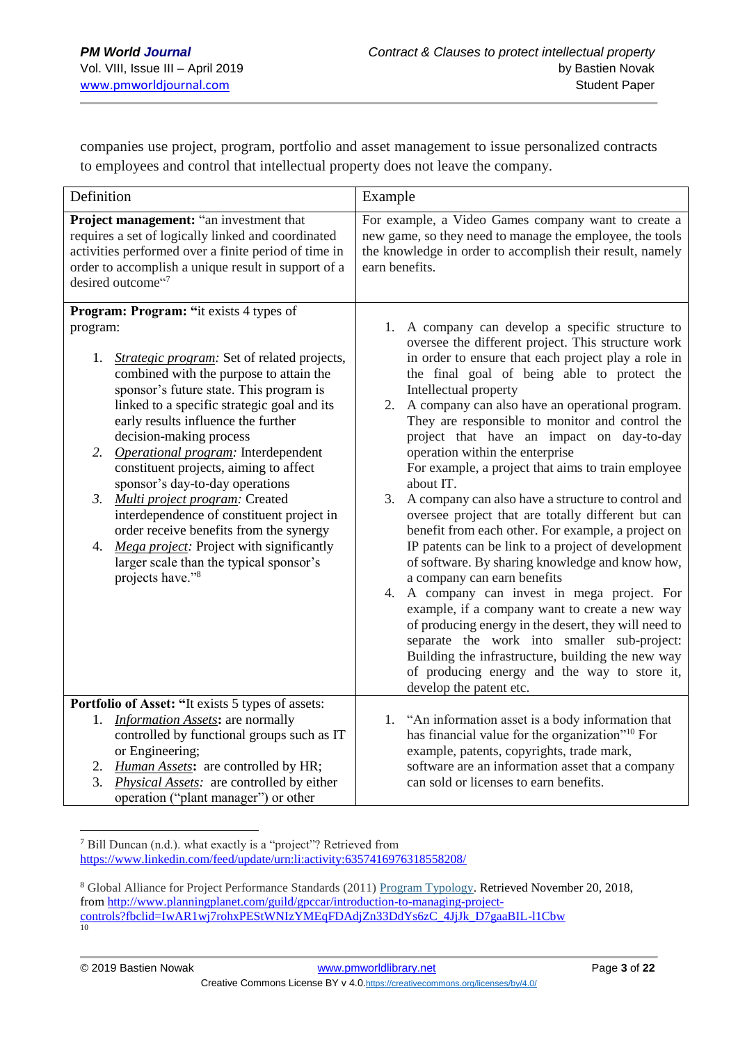companies use project, program, portfolio and asset management to issue personalized contracts to employees and control that intellectual property does not leave the company.

| Definition | Example |
|---|---|
| **Project management:** "an investment that requires a set of logically linked and coordinated activities performed over a finite period of time in order to accomplish a unique result in support of a desired outcome"[7] | For example, a Video Games company want to create a new game, so they need to manage the employee, the tools the knowledge in order to accomplish their result, namely earn benefits. |
| **Program: Program: "**it exists 4 types of program:<br>1. *Strategic program:* Set of related projects, combined with the purpose to attain the sponsor's future state. This program is linked to a specific strategic goal and its early results influence the further decision-making process<br>2. *Operational program:* Interdependent constituent projects, aiming to affect sponsor's day-to-day operations<br>3. *Multi project program:* Created interdependence of constituent project in order receive benefits from the synergy<br>4. *Mega project:* Project with significantly larger scale than the typical sponsor's projects have."[8] | 1. A company can develop a specific structure to oversee the different project. This structure work in order to ensure that each project play a role in the final goal of being able to protect the Intellectual property<br>2. A company can also have an operational program. They are responsible to monitor and control the project that have an impact on day-to-day operation within the enterprise<br>For example, a project that aims to train employee about IT.<br>3. A company can also have a structure to control and oversee project that are totally different but can benefit from each other. For example, a project on IP patents can be link to a project of development of software. By sharing knowledge and know how, a company can earn benefits<br>4. A company can invest in mega project. For example, if a company want to create a new way of producing energy in the desert, they will need to separate the work into smaller sub-project: Building the infrastructure, building the new way of producing energy and the way to store it, develop the patent etc. |
| **Portfolio of Asset: "**It exists 5 types of assets:<br>1. *Information Assets***:** are normally controlled by functional groups such as IT or Engineering;<br>2. *Human Assets***:** are controlled by HR;<br>3. *Physical Assets:* are controlled by either operation ("plant manager") or other | 1. "An information asset is a body information that has financial value for the organization"[10] For example, patents, copyrights, trade mark, software are an information asset that a company can sold or licenses to earn benefits. |

[7] Bill Duncan (n.d.). what exactly is a "project"? Retrieved from https://www.linkedin.com/feed/update/urn:li:activity:6357416976318558208/

[8] Global Alliance for Project Performance Standards (2011) Program Typology. Retrieved November 20, 2018, from http://www.planningplanet.com/guild/gpccar/introduction-to-managing-project-controls?fbclid=IwAR1wj7rohxPEStWNIzYMEqFDAdjZn33DdYs6zC_4JjJk_D7gaaBIL-l1Cbw

[10]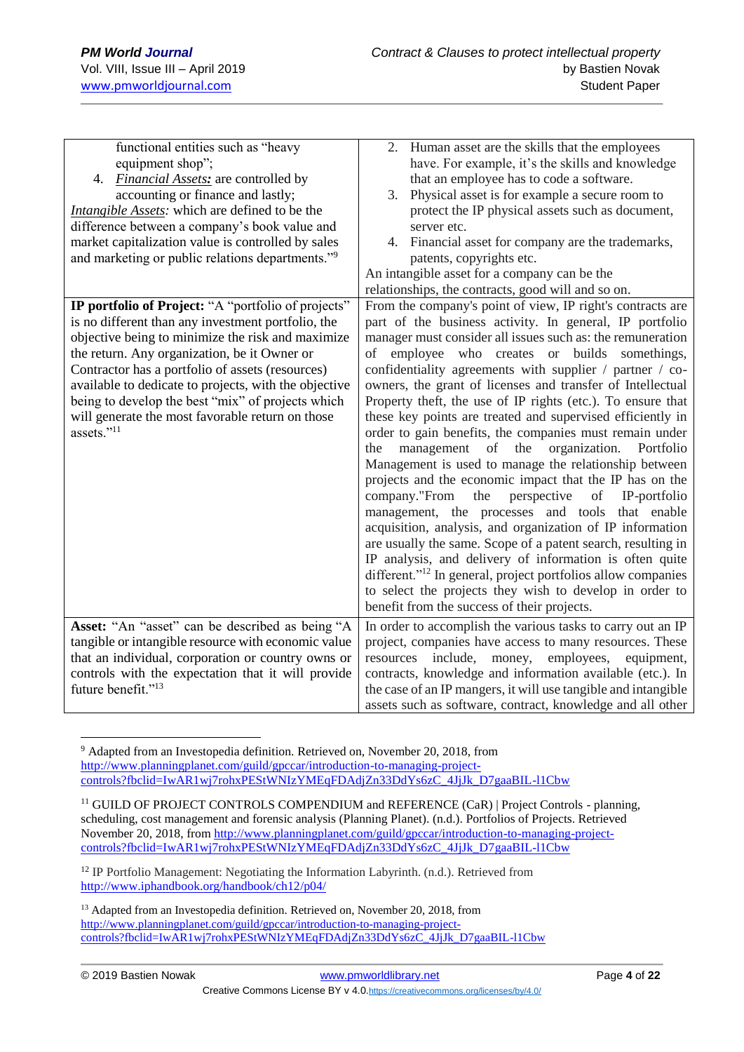| | |
|---|---|
| functional entities such as "heavy equipment shop";<br>4. ***Financial Assets:*** are controlled by accounting or finance and lastly;<br>*Intangible Assets:* which are defined to be the difference between a company's book value and market capitalization value is controlled by sales and marketing or public relations departments."[9] | 2. Human asset are the skills that the employees have. For example, it's the skills and knowledge that an employee has to code a software.<br>3. Physical asset is for example a secure room to protect the IP physical assets such as document, server etc.<br>4. Financial asset for company are the trademarks, patents, copyrights etc.<br>An intangible asset for a company can be the relationships, the contracts, good will and so on. |
| **IP portfolio of Project:** "A "portfolio of projects" is no different than any investment portfolio, the objective being to minimize the risk and maximize the return. Any organization, be it Owner or Contractor has a portfolio of assets (resources) available to dedicate to projects, with the objective being to develop the best "mix" of projects which will generate the most favorable return on those assets."[11] | From the company's point of view, IP right's contracts are part of the business activity. In general, IP portfolio manager must consider all issues such as: the remuneration of employee who creates or builds somethings, confidentiality agreements with supplier / partner / co-owners, the grant of licenses and transfer of Intellectual Property theft, the use of IP rights (etc.). To ensure that these key points are treated and supervised efficiently in order to gain benefits, the companies must remain under the management of the organization. Portfolio Management is used to manage the relationship between projects and the economic impact that the IP has on the company."From the perspective of IP-portfolio management, the processes and tools that enable acquisition, analysis, and organization of IP information are usually the same. Scope of a patent search, resulting in IP analysis, and delivery of information is often quite different."[12] In general, project portfolios allow companies to select the projects they wish to develop in order to benefit from the success of their projects. |
| **Asset:** "An "asset" can be described as being "A tangible or intangible resource with economic value that an individual, corporation or country owns or controls with the expectation that it will provide future benefit."[13] | In order to accomplish the various tasks to carry out an IP project, companies have access to many resources. These resources include, money, employees, equipment, contracts, knowledge and information available (etc.). In the case of an IP mangers, it will use tangible and intangible assets such as software, contract, knowledge and all other |

[9] Adapted from an Investopedia definition. Retrieved on, November 20, 2018, from http://www.planningplanet.com/guild/gpccar/introduction-to-managing-project-controls?fbclid=IwAR1wj7rohxPEStWNIzYMEqFDAdjZn33DdYs6zC_4JjJk_D7gaaBIL-l1Cbw

[11] GUILD OF PROJECT CONTROLS COMPENDIUM and REFERENCE (CaR) | Project Controls - planning, scheduling, cost management and forensic analysis (Planning Planet). (n.d.). Portfolios of Projects. Retrieved November 20, 2018, from http://www.planningplanet.com/guild/gpccar/introduction-to-managing-project-controls?fbclid=IwAR1wj7rohxPEStWNIzYMEqFDAdjZn33DdYs6zC_4JjJk_D7gaaBIL-l1Cbw

[12] IP Portfolio Management: Negotiating the Information Labyrinth. (n.d.). Retrieved from http://www.iphandbook.org/handbook/ch12/p04/

[13] Adapted from an Investopedia definition. Retrieved on, November 20, 2018, from http://www.planningplanet.com/guild/gpccar/introduction-to-managing-project-controls?fbclid=IwAR1wj7rohxPEStWNIzYMEqFDAdjZn33DdYs6zC_4JjJk_D7gaaBIL-l1Cbw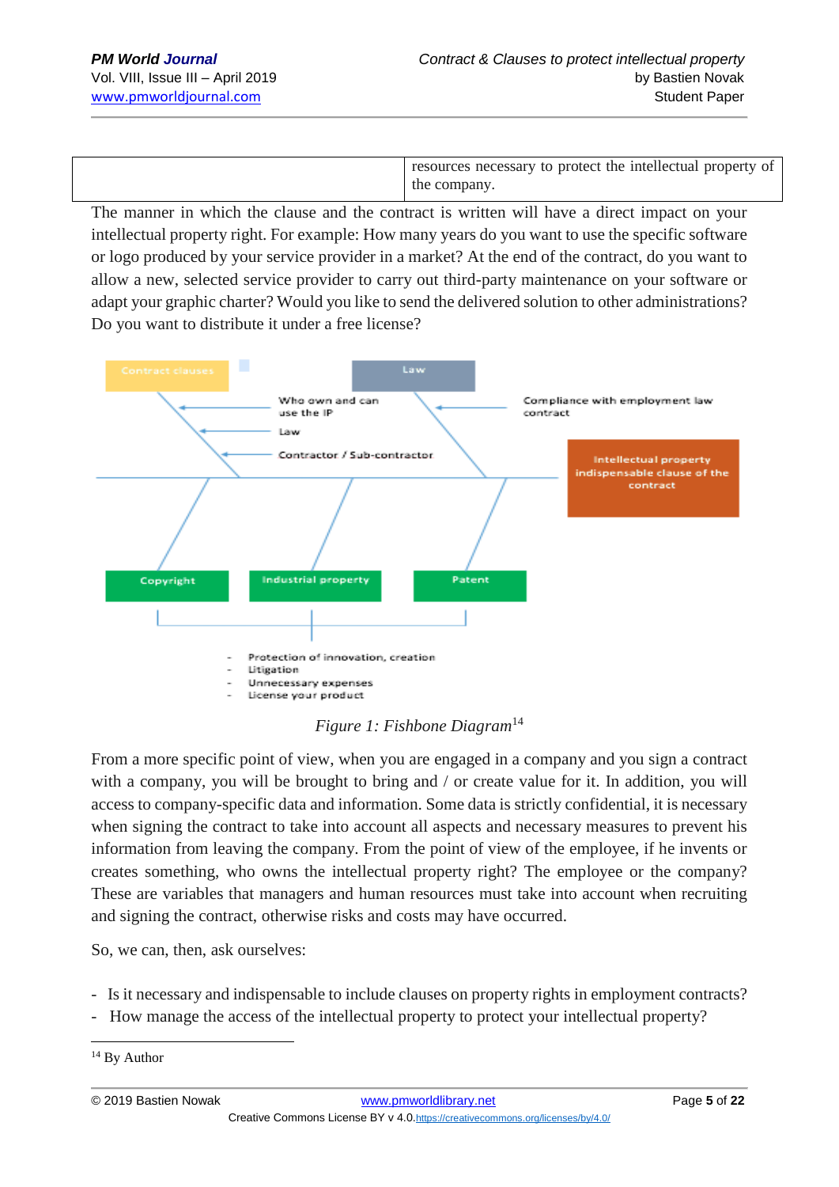| | |
|---|---|
| | resources necessary to protect the intellectual property of the company. |

The manner in which the clause and the contract is written will have a direct impact on your intellectual property right. For example: How many years do you want to use the specific software or logo produced by your service provider in a market? At the end of the contract, do you want to allow a new, selected service provider to carry out third-party maintenance on your software or adapt your graphic charter? Would you like to send the delivered solution to other administrations? Do you want to distribute it under a free license?

Contract clauses

Law

Who own and can use the IP

Law

Contractor / Sub-contractor

Compliance with employment law contract

Intellectual property indispensable clause of the contract

Copyright

Industrial property

Patent

- Protection of innovation, creation
- Litigation
- Unnecessary expenses
- License your product

*Figure 1: Fishbone Diagram*[14]

From a more specific point of view, when you are engaged in a company and you sign a contract with a company, you will be brought to bring and / or create value for it. In addition, you will access to company-specific data and information. Some data is strictly confidential, it is necessary when signing the contract to take into account all aspects and necessary measures to prevent his information from leaving the company. From the point of view of the employee, if he invents or creates something, who owns the intellectual property right? The employee or the company? These are variables that managers and human resources must take into account when recruiting and signing the contract, otherwise risks and costs may have occurred.

So, we can, then, ask ourselves:

- Is it necessary and indispensable to include clauses on property rights in employment contracts?
- How manage the access of the intellectual property to protect your intellectual property?

[14] By Author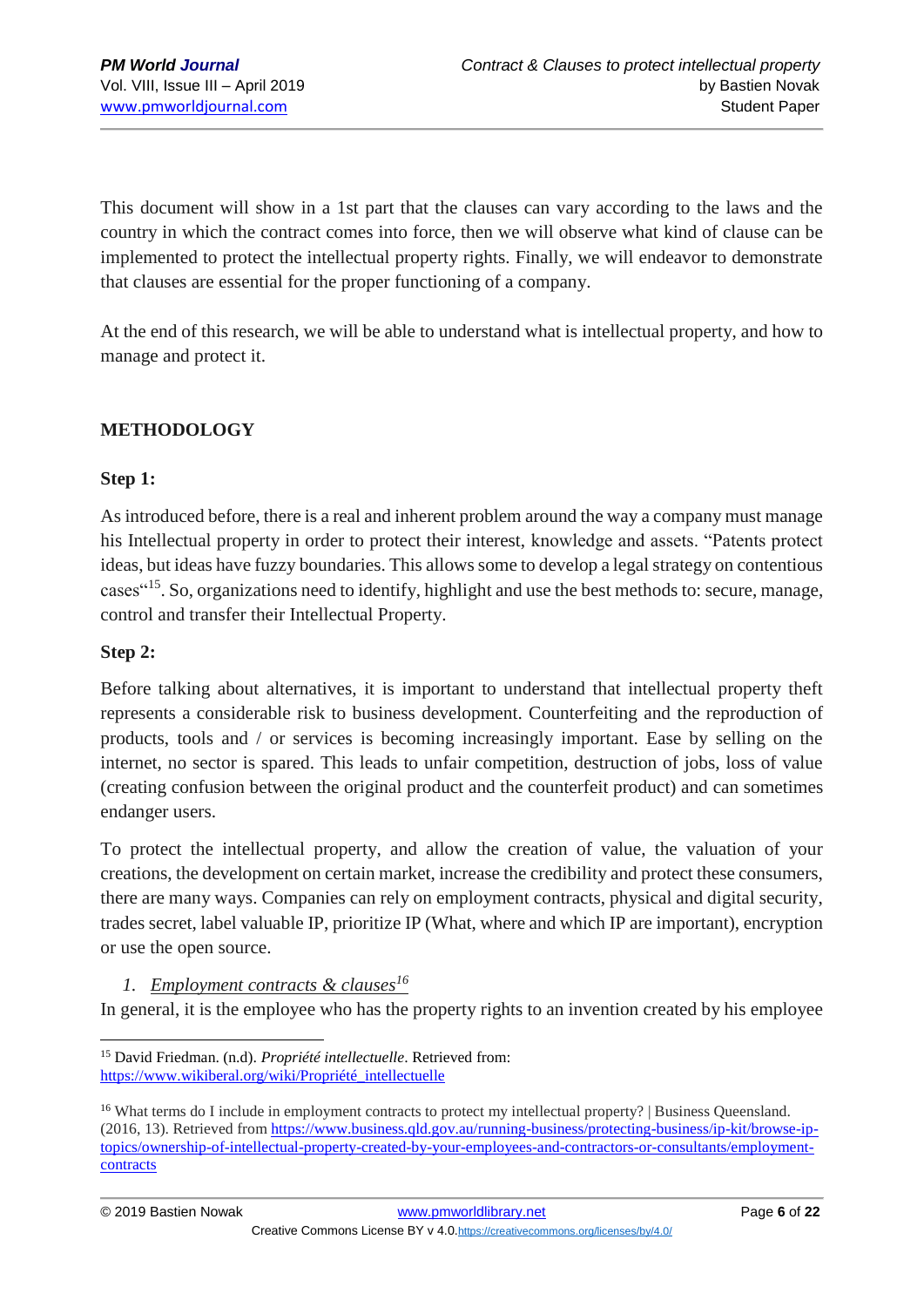This document will show in a 1st part that the clauses can vary according to the laws and the country in which the contract comes into force, then we will observe what kind of clause can be implemented to protect the intellectual property rights. Finally, we will endeavor to demonstrate that clauses are essential for the proper functioning of a company.

At the end of this research, we will be able to understand what is intellectual property, and how to manage and protect it.

## METHODOLOGY

### Step 1:

As introduced before, there is a real and inherent problem around the way a company must manage his Intellectual property in order to protect their interest, knowledge and assets. "Patents protect ideas, but ideas have fuzzy boundaries. This allows some to develop a legal strategy on contentious cases"[15]. So, organizations need to identify, highlight and use the best methods to: secure, manage, control and transfer their Intellectual Property.

### Step 2:

Before talking about alternatives, it is important to understand that intellectual property theft represents a considerable risk to business development. Counterfeiting and the reproduction of products, tools and / or services is becoming increasingly important. Ease by selling on the internet, no sector is spared. This leads to unfair competition, destruction of jobs, loss of value (creating confusion between the original product and the counterfeit product) and can sometimes endanger users.

To protect the intellectual property, and allow the creation of value, the valuation of your creations, the development on certain market, increase the credibility and protect these consumers, there are many ways. Companies can rely on employment contracts, physical and digital security, trades secret, label valuable IP, prioritize IP (What, where and which IP are important), encryption or use the open source.

1. *Employment contracts & clauses*[16]

In general, it is the employee who has the property rights to an invention created by his employee

[15] David Friedman. (n.d). *Propriété intellectuelle*. Retrieved from: https://www.wikiberal.org/wiki/Propriété_intellectuelle

[16] What terms do I include in employment contracts to protect my intellectual property? | Business Queensland. (2016, 13). Retrieved from https://www.business.qld.gov.au/running-business/protecting-business/ip-kit/browse-ip-topics/ownership-of-intellectual-property-created-by-your-employees-and-contractors-or-consultants/employment-contracts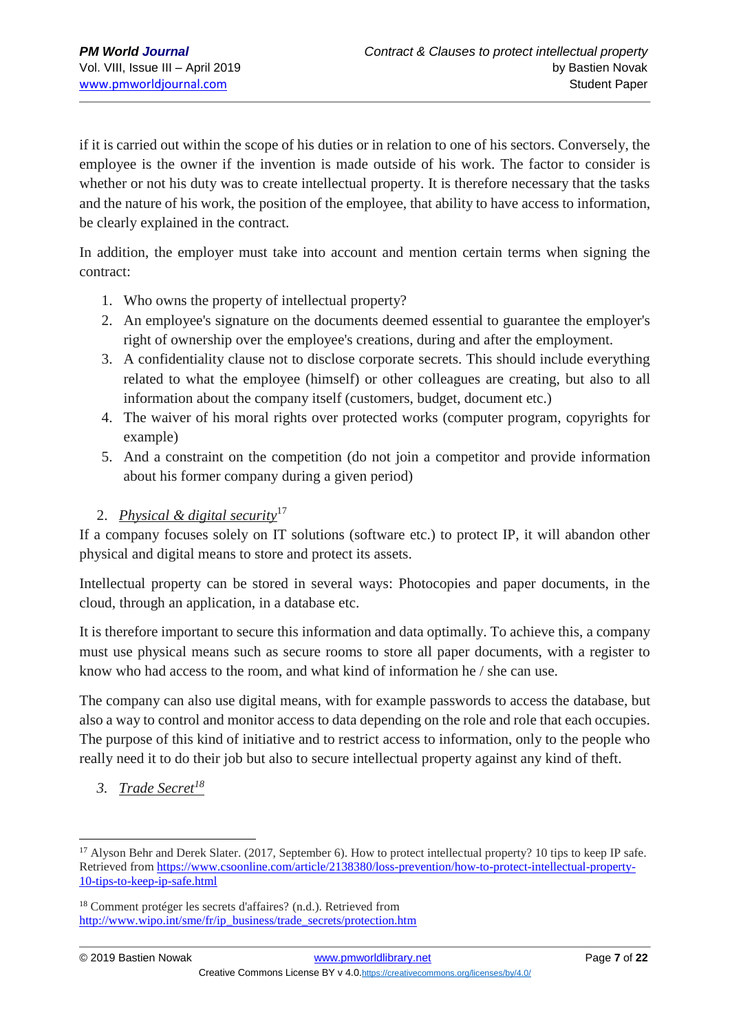if it is carried out within the scope of his duties or in relation to one of his sectors. Conversely, the employee is the owner if the invention is made outside of his work. The factor to consider is whether or not his duty was to create intellectual property. It is therefore necessary that the tasks and the nature of his work, the position of the employee, that ability to have access to information, be clearly explained in the contract.

In addition, the employer must take into account and mention certain terms when signing the contract:

1. Who owns the property of intellectual property?
2. An employee's signature on the documents deemed essential to guarantee the employer's right of ownership over the employee's creations, during and after the employment.
3. A confidentiality clause not to disclose corporate secrets. This should include everything related to what the employee (himself) or other colleagues are creating, but also to all information about the company itself (customers, budget, document etc.)
4. The waiver of his moral rights over protected works (computer program, copyrights for example)
5. And a constraint on the competition (do not join a competitor and provide information about his former company during a given period)

2. *Physical & digital security*[17]

If a company focuses solely on IT solutions (software etc.) to protect IP, it will abandon other physical and digital means to store and protect its assets.

Intellectual property can be stored in several ways: Photocopies and paper documents, in the cloud, through an application, in a database etc.

It is therefore important to secure this information and data optimally. To achieve this, a company must use physical means such as secure rooms to store all paper documents, with a register to know who had access to the room, and what kind of information he / she can use.

The company can also use digital means, with for example passwords to access the database, but also a way to control and monitor access to data depending on the role and role that each occupies. The purpose of this kind of initiative and to restrict access to information, only to the people who really need it to do their job but also to secure intellectual property against any kind of theft.

3. *Trade Secret*[18]

---

[17] Alyson Behr and Derek Slater. (2017, September 6). How to protect intellectual property? 10 tips to keep IP safe. Retrieved from https://www.csoonline.com/article/2138380/loss-prevention/how-to-protect-intellectual-property-10-tips-to-keep-ip-safe.html

[18] Comment protéger les secrets d'affaires? (n.d.). Retrieved from http://www.wipo.int/sme/fr/ip_business/trade_secrets/protection.htm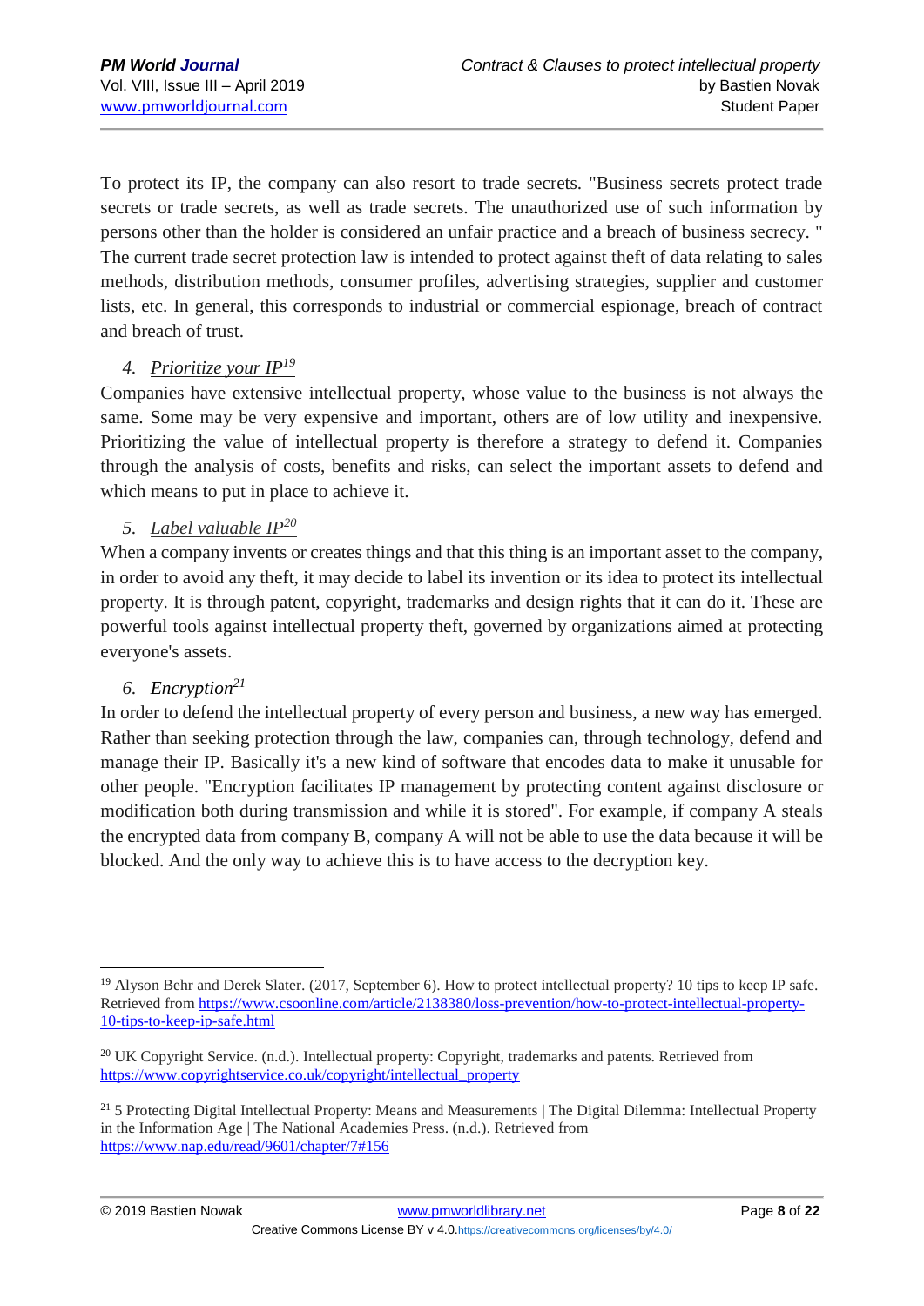To protect its IP, the company can also resort to trade secrets. "Business secrets protect trade secrets or trade secrets, as well as trade secrets. The unauthorized use of such information by persons other than the holder is considered an unfair practice and a breach of business secrecy. " The current trade secret protection law is intended to protect against theft of data relating to sales methods, distribution methods, consumer profiles, advertising strategies, supplier and customer lists, etc. In general, this corresponds to industrial or commercial espionage, breach of contract and breach of trust.

### 4. *Prioritize your IP*[19]

Companies have extensive intellectual property, whose value to the business is not always the same. Some may be very expensive and important, others are of low utility and inexpensive. Prioritizing the value of intellectual property is therefore a strategy to defend it. Companies through the analysis of costs, benefits and risks, can select the important assets to defend and which means to put in place to achieve it.

### 5. *Label valuable IP*[20]

When a company invents or creates things and that this thing is an important asset to the company, in order to avoid any theft, it may decide to label its invention or its idea to protect its intellectual property. It is through patent, copyright, trademarks and design rights that it can do it. These are powerful tools against intellectual property theft, governed by organizations aimed at protecting everyone's assets.

### 6. *Encryption*[21]

In order to defend the intellectual property of every person and business, a new way has emerged. Rather than seeking protection through the law, companies can, through technology, defend and manage their IP. Basically it's a new kind of software that encodes data to make it unusable for other people. "Encryption facilitates IP management by protecting content against disclosure or modification both during transmission and while it is stored". For example, if company A steals the encrypted data from company B, company A will not be able to use the data because it will be blocked. And the only way to achieve this is to have access to the decryption key.

---

[19] Alyson Behr and Derek Slater. (2017, September 6). How to protect intellectual property? 10 tips to keep IP safe. Retrieved from https://www.csoonline.com/article/2138380/loss-prevention/how-to-protect-intellectual-property-10-tips-to-keep-ip-safe.html

[20] UK Copyright Service. (n.d.). Intellectual property: Copyright, trademarks and patents. Retrieved from https://www.copyrightservice.co.uk/copyright/intellectual_property

[21] 5 Protecting Digital Intellectual Property: Means and Measurements | The Digital Dilemma: Intellectual Property in the Information Age | The National Academies Press. (n.d.). Retrieved from https://www.nap.edu/read/9601/chapter/7#156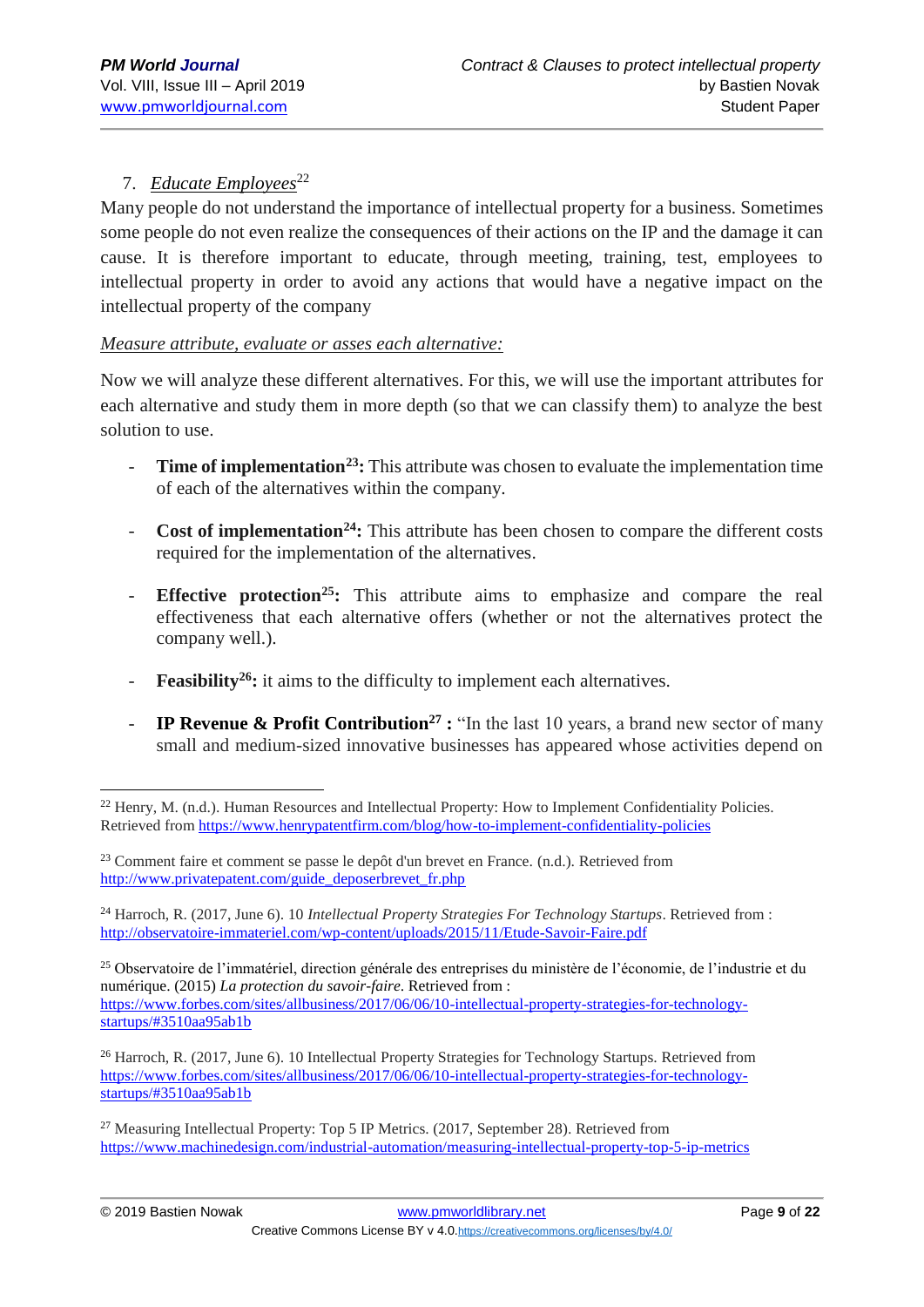7. *Educate Employees*[22]

Many people do not understand the importance of intellectual property for a business. Sometimes some people do not even realize the consequences of their actions on the IP and the damage it can cause. It is therefore important to educate, through meeting, training, test, employees to intellectual property in order to avoid any actions that would have a negative impact on the intellectual property of the company

*Measure attribute, evaluate or asses each alternative:*

Now we will analyze these different alternatives. For this, we will use the important attributes for each alternative and study them in more depth (so that we can classify them) to analyze the best solution to use.

- **Time of implementation[23]:** This attribute was chosen to evaluate the implementation time of each of the alternatives within the company.
- **Cost of implementation[24]:** This attribute has been chosen to compare the different costs required for the implementation of the alternatives.
- **Effective protection[25]:** This attribute aims to emphasize and compare the real effectiveness that each alternative offers (whether or not the alternatives protect the company well.).
- **Feasibility[26]:** it aims to the difficulty to implement each alternatives.
- **IP Revenue & Profit Contribution[27] :** "In the last 10 years, a brand new sector of many small and medium-sized innovative businesses has appeared whose activities depend on

---

[22] Henry, M. (n.d.). Human Resources and Intellectual Property: How to Implement Confidentiality Policies. Retrieved from https://www.henrypatentfirm.com/blog/how-to-implement-confidentiality-policies

[23] Comment faire et comment se passe le depôt d'un brevet en France. (n.d.). Retrieved from http://www.privatepatent.com/guide_deposerbrevet_fr.php

[24] Harroch, R. (2017, June 6). 10 *Intellectual Property Strategies For Technology Startups*. Retrieved from : http://observatoire-immateriel.com/wp-content/uploads/2015/11/Etude-Savoir-Faire.pdf

[25] Observatoire de l'immatériel, direction générale des entreprises du ministère de l'économie, de l'industrie et du numérique. (2015) *La protection du savoir-faire*. Retrieved from : https://www.forbes.com/sites/allbusiness/2017/06/06/10-intellectual-property-strategies-for-technology-startups/#3510aa95ab1b

[26] Harroch, R. (2017, June 6). 10 Intellectual Property Strategies for Technology Startups. Retrieved from https://www.forbes.com/sites/allbusiness/2017/06/06/10-intellectual-property-strategies-for-technology-startups/#3510aa95ab1b

[27] Measuring Intellectual Property: Top 5 IP Metrics. (2017, September 28). Retrieved from https://www.machinedesign.com/industrial-automation/measuring-intellectual-property-top-5-ip-metrics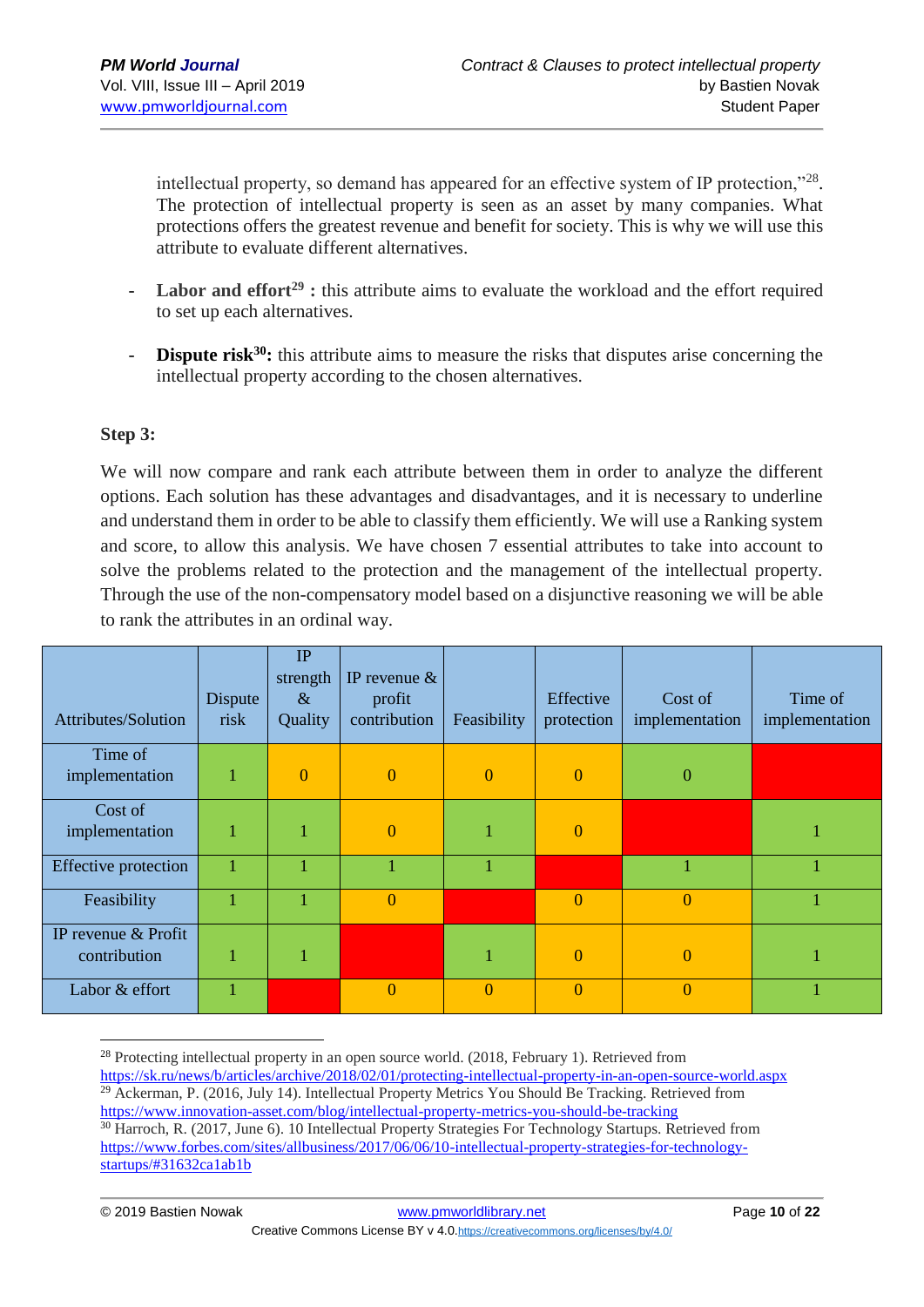intellectual property, so demand has appeared for an effective system of IP protection,"[28]. The protection of intellectual property is seen as an asset by many companies. What protections offers the greatest revenue and benefit for society. This is why we will use this attribute to evaluate different alternatives.

- **Labor and effort[29] :** this attribute aims to evaluate the workload and the effort required to set up each alternatives.
- **Dispute risk[30]:** this attribute aims to measure the risks that disputes arise concerning the intellectual property according to the chosen alternatives.

**Step 3:**

We will now compare and rank each attribute between them in order to analyze the different options. Each solution has these advantages and disadvantages, and it is necessary to underline and understand them in order to be able to classify them efficiently. We will use a Ranking system and score, to allow this analysis. We have chosen 7 essential attributes to take into account to solve the problems related to the protection and the management of the intellectual property. Through the use of the non-compensatory model based on a disjunctive reasoning we will be able to rank the attributes in an ordinal way.

| Attributes/Solution | Dispute risk | IP strength & Quality | IP revenue & profit contribution | Feasibility | Effective protection | Cost of implementation | Time of implementation |
|---|---|---|---|---|---|---|---|
| Time of implementation | 1 | 0 | 0 | 0 | 0 | 0 | |
| Cost of implementation | 1 | 1 | 0 | 1 | 0 | | 1 |
| Effective protection | 1 | 1 | 1 | 1 | | 1 | 1 |
| Feasibility | 1 | 1 | 0 | | 0 | 0 | 1 |
| IP revenue & Profit contribution | 1 | 1 | | 1 | 0 | 0 | 1 |
| Labor & effort | 1 | | 0 | 0 | 0 | 0 | 1 |

[28] Protecting intellectual property in an open source world. (2018, February 1). Retrieved from https://sk.ru/news/b/articles/archive/2018/02/01/protecting-intellectual-property-in-an-open-source-world.aspx

[29] Ackerman, P. (2016, July 14). Intellectual Property Metrics You Should Be Tracking. Retrieved from https://www.innovation-asset.com/blog/intellectual-property-metrics-you-should-be-tracking

[30] Harroch, R. (2017, June 6). 10 Intellectual Property Strategies For Technology Startups. Retrieved from https://www.forbes.com/sites/allbusiness/2017/06/06/10-intellectual-property-strategies-for-technology-startups/#31632ca1ab1b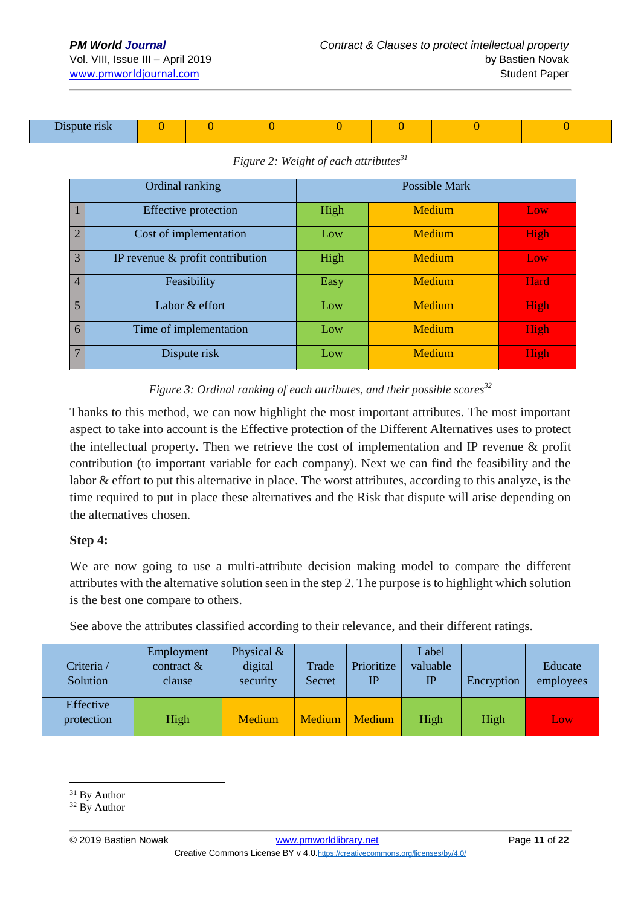| Dispute risk | 0 | 0 | 0 | 0 | 0 | 0 | 0 |
|---|---|---|---|---|---|---|---|

*Figure 2: Weight of each attributes*[31]

| Ordinal ranking | | Possible Mark | | |
|---|---|---|---|---|
| 1 | Effective protection | High | Medium | Low |
| 2 | Cost of implementation | Low | Medium | High |
| 3 | IP revenue & profit contribution | High | Medium | Low |
| 4 | Feasibility | Easy | Medium | Hard |
| 5 | Labor & effort | Low | Medium | High |
| 6 | Time of implementation | Low | Medium | High |
| 7 | Dispute risk | Low | Medium | High |

*Figure 3: Ordinal ranking of each attributes, and their possible scores*[32]

Thanks to this method, we can now highlight the most important attributes. The most important aspect to take into account is the Effective protection of the Different Alternatives uses to protect the intellectual property. Then we retrieve the cost of implementation and IP revenue & profit contribution (to important variable for each company). Next we can find the feasibility and the labor & effort to put this alternative in place. The worst attributes, according to this analyze, is the time required to put in place these alternatives and the Risk that dispute will arise depending on the alternatives chosen.

**Step 4:**

We are now going to use a multi-attribute decision making model to compare the different attributes with the alternative solution seen in the step 2. The purpose is to highlight which solution is the best one compare to others.

See above the attributes classified according to their relevance, and their different ratings.

| Criteria / Solution | Employment contract & clause | Physical & digital security | Trade Secret | Prioritize IP | Label valuable IP | Encryption | Educate employees |
|---|---|---|---|---|---|---|---|
| Effective protection | High | Medium | Medium | Medium | High | High | Low |

[31] By Author
[32] By Author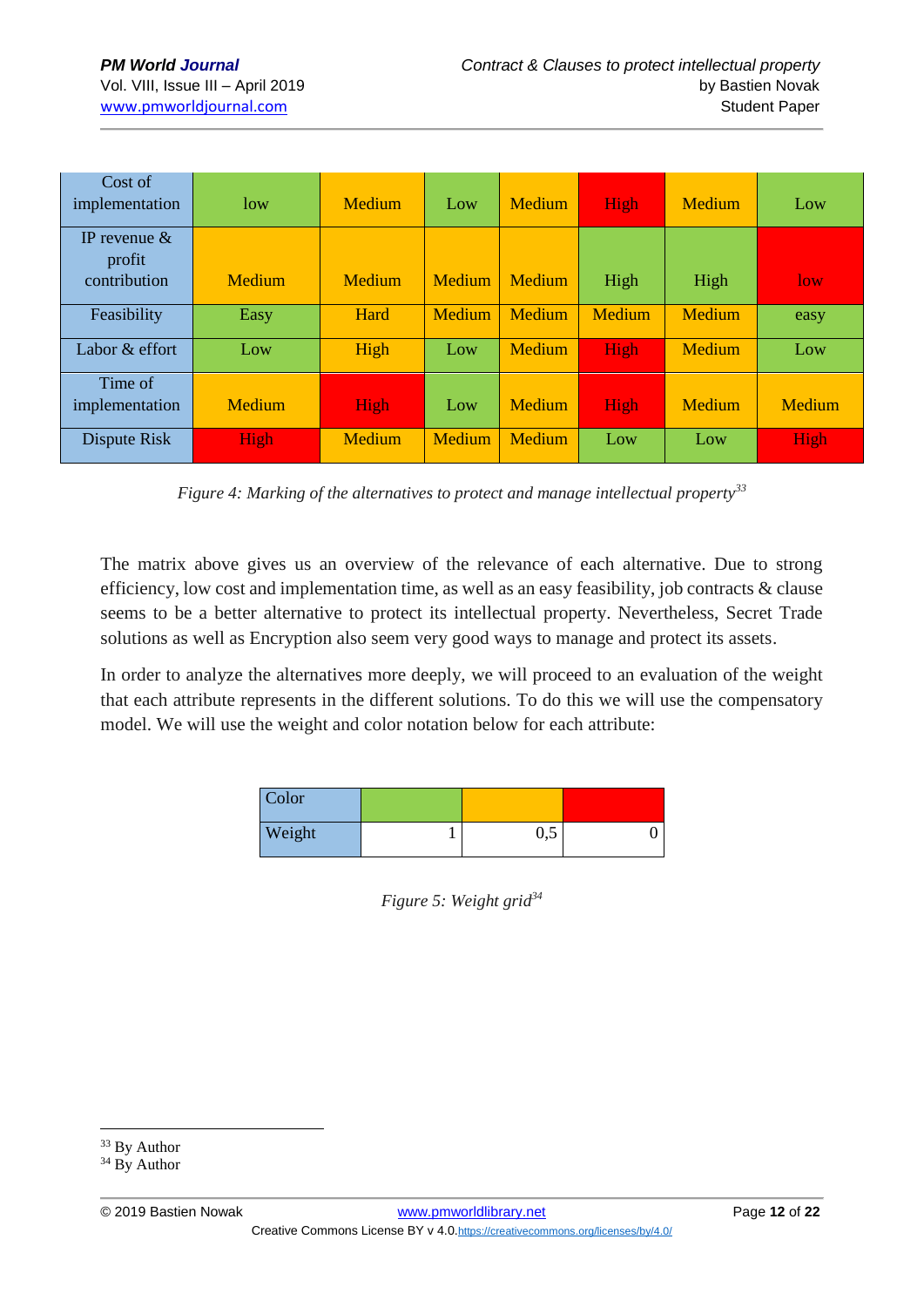| Cost of implementation | low | Medium | Low | Medium | High | Medium | Low |
|---|---|---|---|---|---|---|---|
| IP revenue & profit contribution | Medium | Medium | Medium | Medium | High | High | low |
| Feasibility | Easy | Hard | Medium | Medium | Medium | Medium | easy |
| Labor & effort | Low | High | Low | Medium | High | Medium | Low |
| Time of implementation | Medium | High | Low | Medium | High | Medium | Medium |
| Dispute Risk | High | Medium | Medium | Medium | Low | Low | High |

*Figure 4: Marking of the alternatives to protect and manage intellectual property*[33]

The matrix above gives us an overview of the relevance of each alternative. Due to strong efficiency, low cost and implementation time, as well as an easy feasibility, job contracts & clause seems to be a better alternative to protect its intellectual property. Nevertheless, Secret Trade solutions as well as Encryption also seem very good ways to manage and protect its assets.

In order to analyze the alternatives more deeply, we will proceed to an evaluation of the weight that each attribute represents in the different solutions. To do this we will use the compensatory model. We will use the weight and color notation below for each attribute:

| Color | (green) | (orange) | (red) |
|---|---|---|---|
| Weight | 1 | 0,5 | 0 |

*Figure 5: Weight grid*[34]

[33] By Author
[34] By Author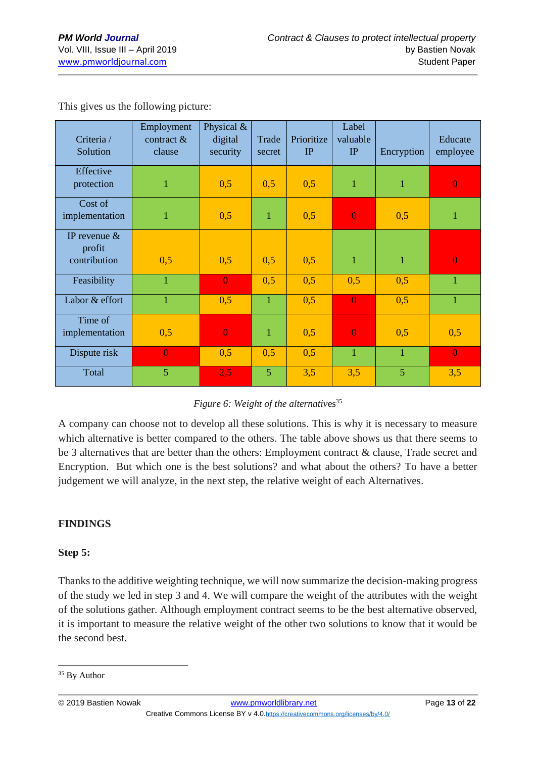This gives us the following picture:

| Criteria / Solution | Employment contract & clause | Physical & digital security | Trade secret | Prioritize IP | Label valuable IP | Encryption | Educate employee |
|---|---|---|---|---|---|---|---|
| Effective protection | 1 | 0,5 | 0,5 | 0,5 | 1 | 1 | 0 |
| Cost of implementation | 1 | 0,5 | 1 | 0,5 | 0 | 0,5 | 1 |
| IP revenue & profit contribution | 0,5 | 0,5 | 0,5 | 0,5 | 1 | 1 | 0 |
| Feasibility | 1 | 0 | 0,5 | 0,5 | 0,5 | 0,5 | 1 |
| Labor & effort | 1 | 0,5 | 1 | 0,5 | 0 | 0,5 | 1 |
| Time of implementation | 0,5 | 0 | 1 | 0,5 | 0 | 0,5 | 0,5 |
| Dispute risk | 0 | 0,5 | 0,5 | 0,5 | 1 | 1 | 0 |
| Total | 5 | 2,5 | 5 | 3,5 | 3,5 | 5 | 3,5 |

*Figure 6: Weight of the alternatives*[35]

A company can choose not to develop all these solutions. This is why it is necessary to measure which alternative is better compared to the others. The table above shows us that there seems to be 3 alternatives that are better than the others: Employment contract & clause, Trade secret and Encryption. But which one is the best solutions? and what about the others? To have a better judgement we will analyze, in the next step, the relative weight of each Alternatives.

## FINDINGS

### Step 5:

Thanks to the additive weighting technique, we will now summarize the decision-making progress of the study we led in step 3 and 4. We will compare the weight of the attributes with the weight of the solutions gather. Although employment contract seems to be the best alternative observed, it is important to measure the relative weight of the other two solutions to know that it would be the second best.

---

[35] By Author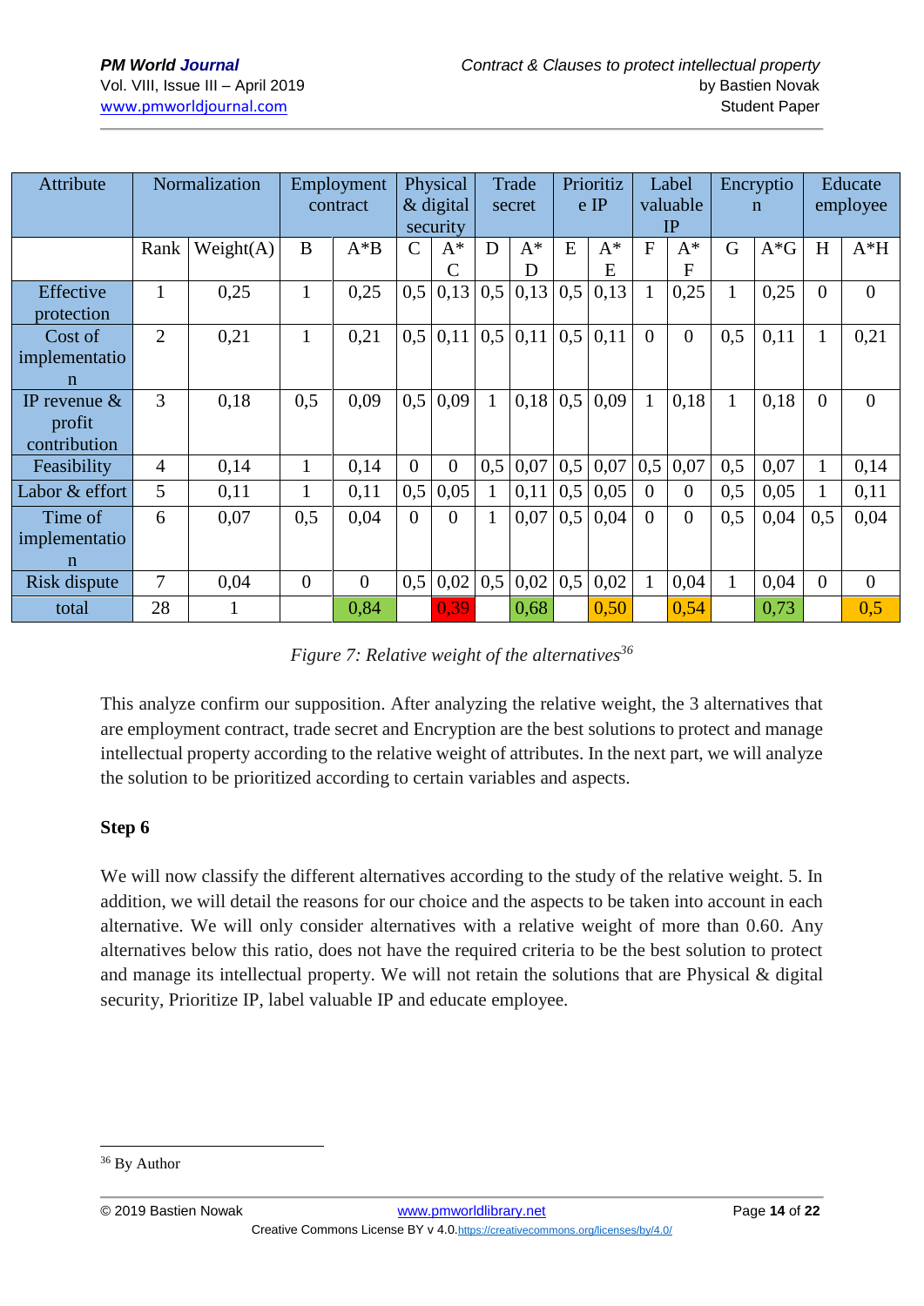| Attribute | Normalization | | Employment contract | | Physical & digital security | | Trade secret | | Prioritize IP | | Label valuable IP | | Encryption | | Educate employee | |
|---|---|---|---|---|---|---|---|---|---|---|---|---|---|---|---|---|
| | Rank | Weight(A) | B | A*B | C | A*C | D | A*D | E | A*E | F | A*F | G | A*G | H | A*H |
| Effective protection | 1 | 0,25 | 1 | 0,25 | 0,5 | 0,13 | 0,5 | 0,13 | 0,5 | 0,13 | 1 | 0,25 | 1 | 0,25 | 0 | 0 |
| Cost of implementation | 2 | 0,21 | 1 | 0,21 | 0,5 | 0,11 | 0,5 | 0,11 | 0,5 | 0,11 | 0 | 0 | 0,5 | 0,11 | 1 | 0,21 |
| IP revenue & profit contribution | 3 | 0,18 | 0,5 | 0,09 | 0,5 | 0,09 | 1 | 0,18 | 0,5 | 0,09 | 1 | 0,18 | 1 | 0,18 | 0 | 0 |
| Feasibility | 4 | 0,14 | 1 | 0,14 | 0 | 0 | 0,5 | 0,07 | 0,5 | 0,07 | 0,5 | 0,07 | 0,5 | 0,07 | 1 | 0,14 |
| Labor & effort | 5 | 0,11 | 1 | 0,11 | 0,5 | 0,05 | 1 | 0,11 | 0,5 | 0,05 | 0 | 0 | 0,5 | 0,05 | 1 | 0,11 |
| Time of implementation | 6 | 0,07 | 0,5 | 0,04 | 0 | 0 | 1 | 0,07 | 0,5 | 0,04 | 0 | 0 | 0,5 | 0,04 | 0,5 | 0,04 |
| Risk dispute | 7 | 0,04 | 0 | 0 | 0,5 | 0,02 | 0,5 | 0,02 | 0,5 | 0,02 | 1 | 0,04 | 1 | 0,04 | 0 | 0 |
| total | 28 | 1 | | 0,84 | | 0,39 | | 0,68 | | 0,50 | | 0,54 | | 0,73 | | 0,5 |

*Figure 7: Relative weight of the alternatives*[36]

This analyze confirm our supposition. After analyzing the relative weight, the 3 alternatives that are employment contract, trade secret and Encryption are the best solutions to protect and manage intellectual property according to the relative weight of attributes. In the next part, we will analyze the solution to be prioritized according to certain variables and aspects.

**Step 6**

We will now classify the different alternatives according to the study of the relative weight. 5. In addition, we will detail the reasons for our choice and the aspects to be taken into account in each alternative. We will only consider alternatives with a relative weight of more than 0.60. Any alternatives below this ratio, does not have the required criteria to be the best solution to protect and manage its intellectual property. We will not retain the solutions that are Physical & digital security, Prioritize IP, label valuable IP and educate employee.

[36] By Author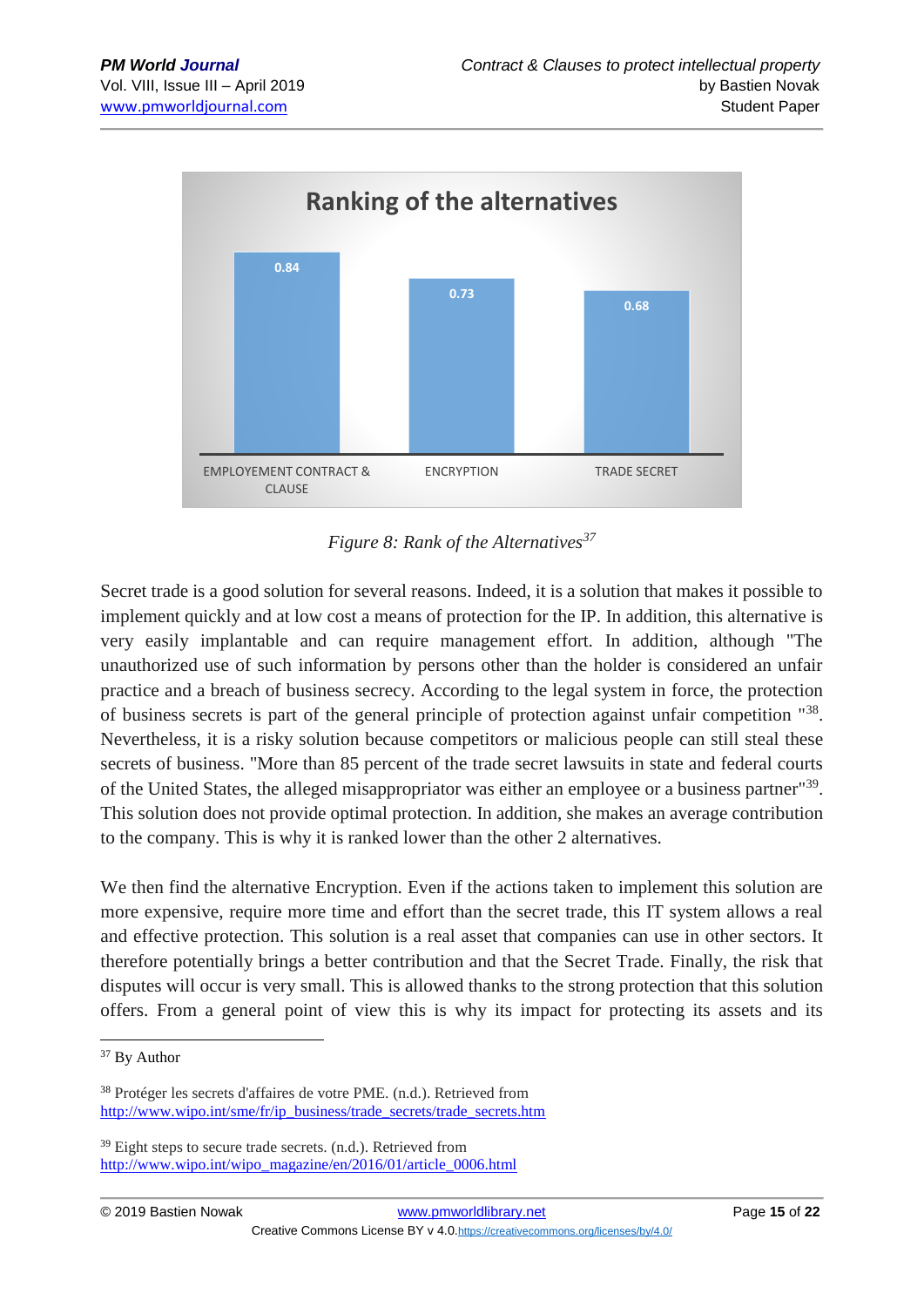Figure 8: Rank of the Alternatives[37]

Secret trade is a good solution for several reasons. Indeed, it is a solution that makes it possible to implement quickly and at low cost a means of protection for the IP. In addition, this alternative is very easily implantable and can require management effort. In addition, although "The unauthorized use of such information by persons other than the holder is considered an unfair practice and a breach of business secrecy. According to the legal system in force, the protection of business secrets is part of the general principle of protection against unfair competition "[38]. Nevertheless, it is a risky solution because competitors or malicious people can still steal these secrets of business. "More than 85 percent of the trade secret lawsuits in state and federal courts of the United States, the alleged misappropriator was either an employee or a business partner"[39]. This solution does not provide optimal protection. In addition, she makes an average contribution to the company. This is why it is ranked lower than the other 2 alternatives.

We then find the alternative Encryption. Even if the actions taken to implement this solution are more expensive, require more time and effort than the secret trade, this IT system allows a real and effective protection. This solution is a real asset that companies can use in other sectors. It therefore potentially brings a better contribution and that the Secret Trade. Finally, the risk that disputes will occur is very small. This is allowed thanks to the strong protection that this solution offers. From a general point of view this is why its impact for protecting its assets and its

---

[37] By Author

[38] Protéger les secrets d'affaires de votre PME. (n.d.). Retrieved from http://www.wipo.int/sme/fr/ip_business/trade_secrets/trade_secrets.htm

[39] Eight steps to secure trade secrets. (n.d.). Retrieved from http://www.wipo.int/wipo_magazine/en/2016/01/article_0006.html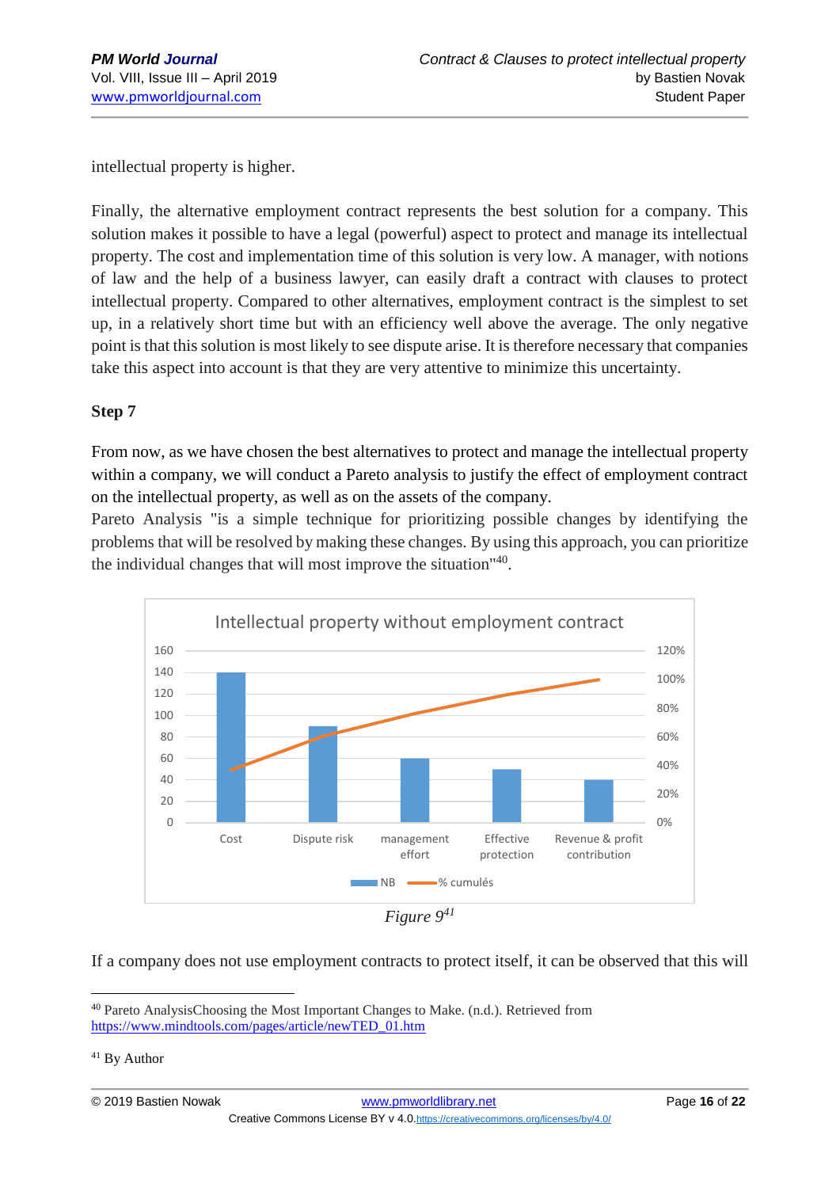intellectual property is higher.

Finally, the alternative employment contract represents the best solution for a company. This solution makes it possible to have a legal (powerful) aspect to protect and manage its intellectual property. The cost and implementation time of this solution is very low. A manager, with notions of law and the help of a business lawyer, can easily draft a contract with clauses to protect intellectual property. Compared to other alternatives, employment contract is the simplest to set up, in a relatively short time but with an efficiency well above the average. The only negative point is that this solution is most likely to see dispute arise. It is therefore necessary that companies take this aspect into account is that they are very attentive to minimize this uncertainty.

**Step 7**

From now, as we have chosen the best alternatives to protect and manage the intellectual property within a company, we will conduct a Pareto analysis to justify the effect of employment contract on the intellectual property, as well as on the assets of the company.

Pareto Analysis "is a simple technique for prioritizing possible changes by identifying the problems that will be resolved by making these changes. By using this approach, you can prioritize the individual changes that will most improve the situation"[40].

Intellectual property without employment contract

| | Cost | Dispute risk | management effort | Effective protection | Revenue & profit contribution |
|---|---|---|---|---|---|
| NB | 140 | 90 | 60 | 50 | 40 |

*Figure 9*[41]

If a company does not use employment contracts to protect itself, it can be observed that this will

---

[40] Pareto AnalysisChoosing the Most Important Changes to Make. (n.d.). Retrieved from https://www.mindtools.com/pages/article/newTED_01.htm

[41] By Author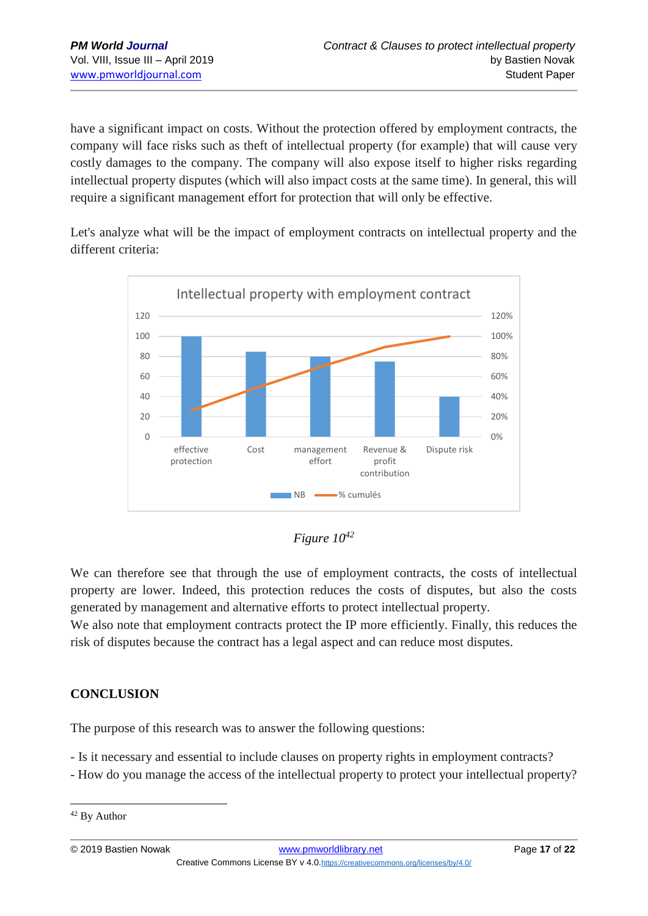have a significant impact on costs. Without the protection offered by employment contracts, the company will face risks such as theft of intellectual property (for example) that will cause very costly damages to the company. The company will also expose itself to higher risks regarding intellectual property disputes (which will also impact costs at the same time). In general, this will require a significant management effort for protection that will only be effective.

Let's analyze what will be the impact of employment contracts on intellectual property and the different criteria:

*Figure 10*[42]

We can therefore see that through the use of employment contracts, the costs of intellectual property are lower. Indeed, this protection reduces the costs of disputes, but also the costs generated by management and alternative efforts to protect intellectual property.
We also note that employment contracts protect the IP more efficiently. Finally, this reduces the risk of disputes because the contract has a legal aspect and can reduce most disputes.

## CONCLUSION

The purpose of this research was to answer the following questions:

- Is it necessary and essential to include clauses on property rights in employment contracts?
- How do you manage the access of the intellectual property to protect your intellectual property?

[42] By Author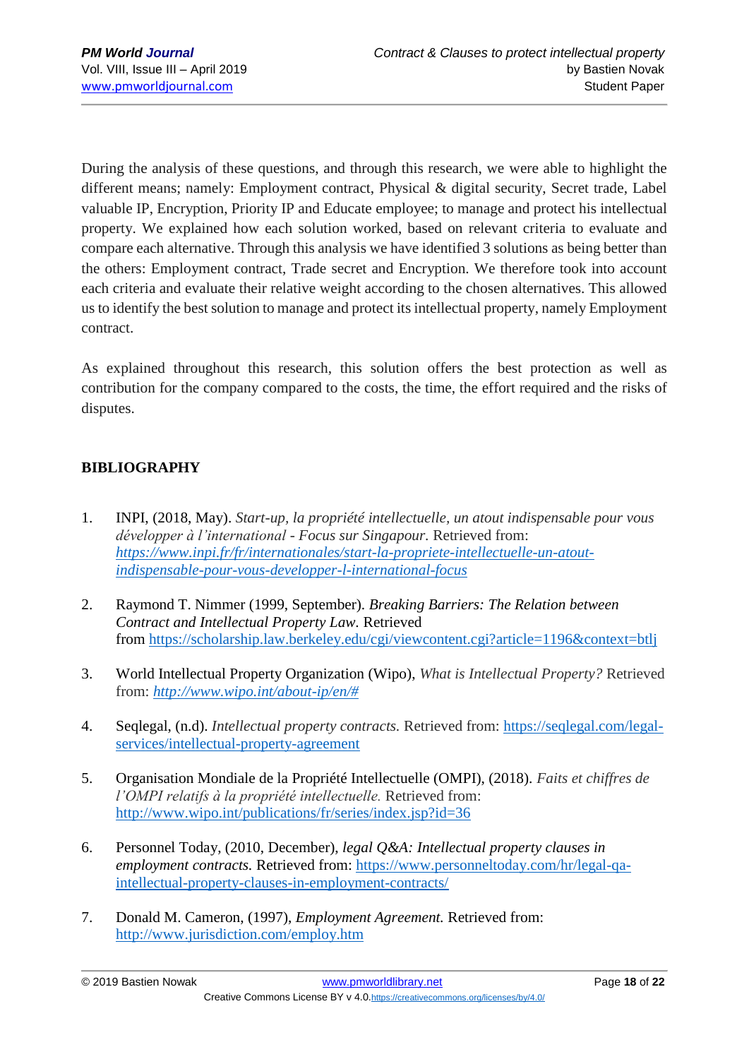During the analysis of these questions, and through this research, we were able to highlight the different means; namely: Employment contract, Physical & digital security, Secret trade, Label valuable IP, Encryption, Priority IP and Educate employee; to manage and protect his intellectual property. We explained how each solution worked, based on relevant criteria to evaluate and compare each alternative. Through this analysis we have identified 3 solutions as being better than the others: Employment contract, Trade secret and Encryption. We therefore took into account each criteria and evaluate their relative weight according to the chosen alternatives. This allowed us to identify the best solution to manage and protect its intellectual property, namely Employment contract.

As explained throughout this research, this solution offers the best protection as well as contribution for the company compared to the costs, the time, the effort required and the risks of disputes.

## BIBLIOGRAPHY

1. INPI, (2018, May). *Start-up, la propriété intellectuelle, un atout indispensable pour vous développer à l'international - Focus sur Singapour.* Retrieved from: *https://www.inpi.fr/fr/internationales/start-la-propriete-intellectuelle-un-atout-indispensable-pour-vous-developper-l-international-focus*

2. Raymond T. Nimmer (1999, September). *Breaking Barriers: The Relation between Contract and Intellectual Property Law.* Retrieved from https://scholarship.law.berkeley.edu/cgi/viewcontent.cgi?article=1196&context=btlj

3. World Intellectual Property Organization (Wipo), *What is Intellectual Property?* Retrieved from: *http://www.wipo.int/about-ip/en/#*

4. Seqlegal, (n.d). *Intellectual property contracts.* Retrieved from: https://seqlegal.com/legal-services/intellectual-property-agreement

5. Organisation Mondiale de la Propriété Intellectuelle (OMPI), (2018). *Faits et chiffres de l'OMPI relatifs à la propriété intellectuelle.* Retrieved from: http://www.wipo.int/publications/fr/series/index.jsp?id=36

6. Personnel Today, (2010, December), *legal Q&A: Intellectual property clauses in employment contracts.* Retrieved from: https://www.personneltoday.com/hr/legal-qa-intellectual-property-clauses-in-employment-contracts/

7. Donald M. Cameron, (1997), *Employment Agreement.* Retrieved from: http://www.jurisdiction.com/employ.htm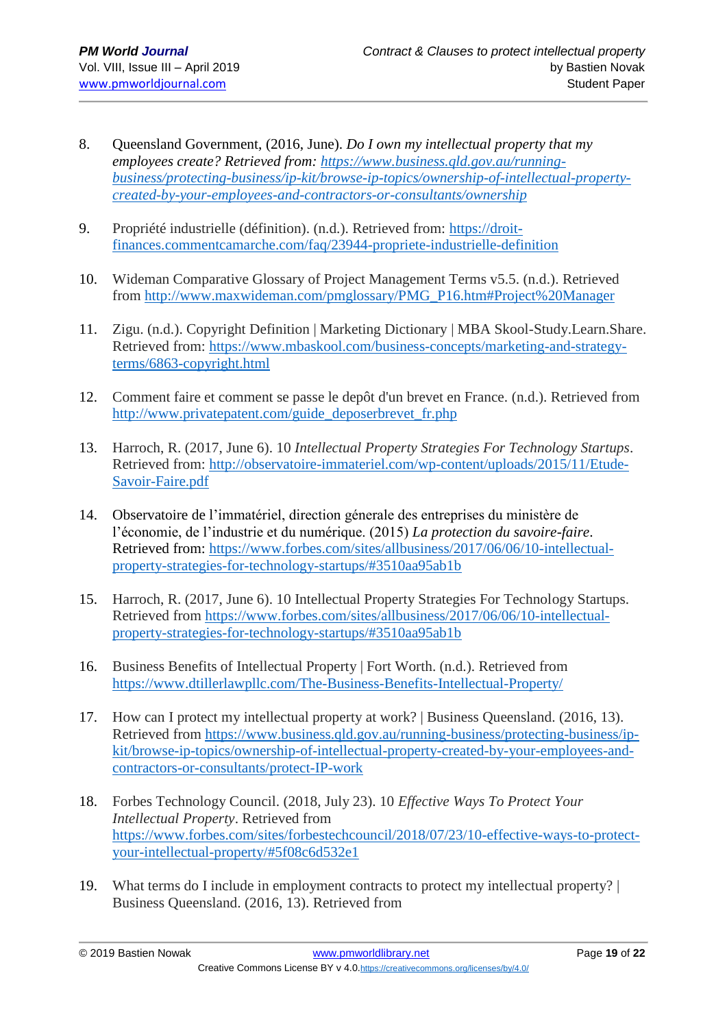8. Queensland Government, (2016, June). *Do I own my intellectual property that my employees create? Retrieved from: https://www.business.qld.gov.au/running-business/protecting-business/ip-kit/browse-ip-topics/ownership-of-intellectual-property-created-by-your-employees-and-contractors-or-consultants/ownership*

9. Propriété industrielle (définition). (n.d.). Retrieved from: https://droit-finances.commentcamarche.com/faq/23944-propriete-industrielle-definition

10. Wideman Comparative Glossary of Project Management Terms v5.5. (n.d.). Retrieved from http://www.maxwideman.com/pmglossary/PMG_P16.htm#Project%20Manager

11. Zigu. (n.d.). Copyright Definition | Marketing Dictionary | MBA Skool-Study.Learn.Share. Retrieved from: https://www.mbaskool.com/business-concepts/marketing-and-strategy-terms/6863-copyright.html

12. Comment faire et comment se passe le depôt d'un brevet en France. (n.d.). Retrieved from http://www.privatepatent.com/guide_deposerbrevet_fr.php

13. Harroch, R. (2017, June 6). 10 *Intellectual Property Strategies For Technology Startups*. Retrieved from: http://observatoire-immateriel.com/wp-content/uploads/2015/11/Etude-Savoir-Faire.pdf

14. Observatoire de l'immatériel, direction génerale des entreprises du ministère de l'économie, de l'industrie et du numérique. (2015) *La protection du savoire-faire*. Retrieved from: https://www.forbes.com/sites/allbusiness/2017/06/06/10-intellectual-property-strategies-for-technology-startups/#3510aa95ab1b

15. Harroch, R. (2017, June 6). 10 Intellectual Property Strategies For Technology Startups. Retrieved from https://www.forbes.com/sites/allbusiness/2017/06/06/10-intellectual-property-strategies-for-technology-startups/#3510aa95ab1b

16. Business Benefits of Intellectual Property | Fort Worth. (n.d.). Retrieved from https://www.dtillerlawpllc.com/The-Business-Benefits-Intellectual-Property/

17. How can I protect my intellectual property at work? | Business Queensland. (2016, 13). Retrieved from https://www.business.qld.gov.au/running-business/protecting-business/ip-kit/browse-ip-topics/ownership-of-intellectual-property-created-by-your-employees-and-contractors-or-consultants/protect-IP-work

18. Forbes Technology Council. (2018, July 23). 10 *Effective Ways To Protect Your Intellectual Property*. Retrieved from https://www.forbes.com/sites/forbestechcouncil/2018/07/23/10-effective-ways-to-protect-your-intellectual-property/#5f08c6d532e1

19. What terms do I include in employment contracts to protect my intellectual property? | Business Queensland. (2016, 13). Retrieved from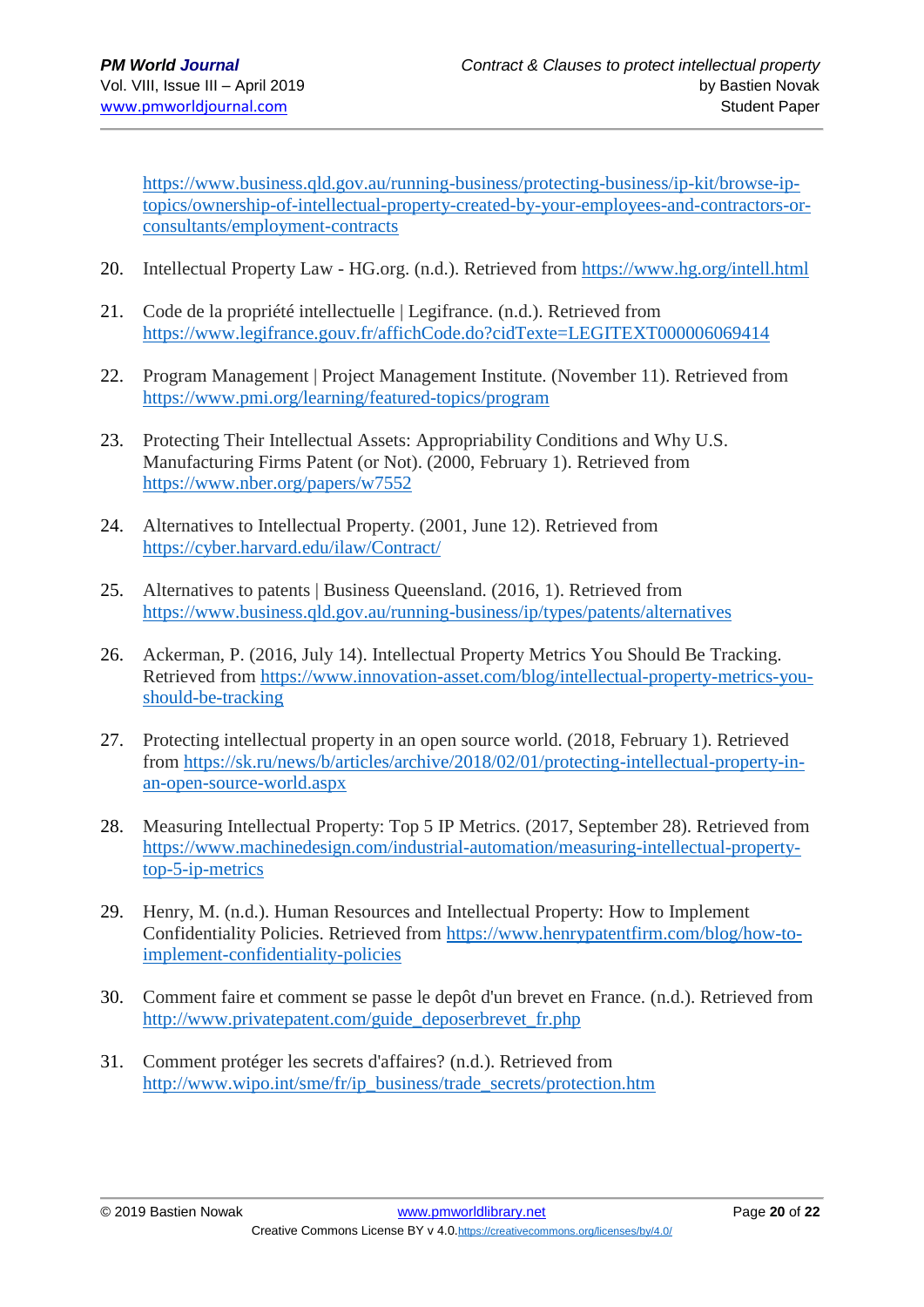https://www.business.qld.gov.au/running-business/protecting-business/ip-kit/browse-ip-topics/ownership-of-intellectual-property-created-by-your-employees-and-contractors-or-consultants/employment-contracts

20. Intellectual Property Law - HG.org. (n.d.). Retrieved from https://www.hg.org/intell.html

21. Code de la propriété intellectuelle | Legifrance. (n.d.). Retrieved from https://www.legifrance.gouv.fr/affichCode.do?cidTexte=LEGITEXT000006069414

22. Program Management | Project Management Institute. (November 11). Retrieved from https://www.pmi.org/learning/featured-topics/program

23. Protecting Their Intellectual Assets: Appropriability Conditions and Why U.S. Manufacturing Firms Patent (or Not). (2000, February 1). Retrieved from https://www.nber.org/papers/w7552

24. Alternatives to Intellectual Property. (2001, June 12). Retrieved from https://cyber.harvard.edu/ilaw/Contract/

25. Alternatives to patents | Business Queensland. (2016, 1). Retrieved from https://www.business.qld.gov.au/running-business/ip/types/patents/alternatives

26. Ackerman, P. (2016, July 14). Intellectual Property Metrics You Should Be Tracking. Retrieved from https://www.innovation-asset.com/blog/intellectual-property-metrics-you-should-be-tracking

27. Protecting intellectual property in an open source world. (2018, February 1). Retrieved from https://sk.ru/news/b/articles/archive/2018/02/01/protecting-intellectual-property-in-an-open-source-world.aspx

28. Measuring Intellectual Property: Top 5 IP Metrics. (2017, September 28). Retrieved from https://www.machinedesign.com/industrial-automation/measuring-intellectual-property-top-5-ip-metrics

29. Henry, M. (n.d.). Human Resources and Intellectual Property: How to Implement Confidentiality Policies. Retrieved from https://www.henrypatentfirm.com/blog/how-to-implement-confidentiality-policies

30. Comment faire et comment se passe le depôt d'un brevet en France. (n.d.). Retrieved from http://www.privatepatent.com/guide_deposerbrevet_fr.php

31. Comment protéger les secrets d'affaires? (n.d.). Retrieved from http://www.wipo.int/sme/fr/ip_business/trade_secrets/protection.htm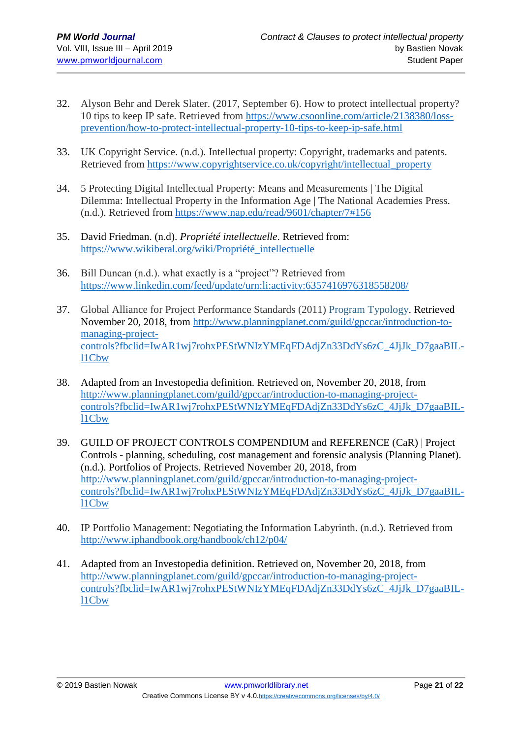32. Alyson Behr and Derek Slater. (2017, September 6). How to protect intellectual property? 10 tips to keep IP safe. Retrieved from https://www.csoonline.com/article/2138380/loss-prevention/how-to-protect-intellectual-property-10-tips-to-keep-ip-safe.html

33. UK Copyright Service. (n.d.). Intellectual property: Copyright, trademarks and patents. Retrieved from https://www.copyrightservice.co.uk/copyright/intellectual_property

34. 5 Protecting Digital Intellectual Property: Means and Measurements | The Digital Dilemma: Intellectual Property in the Information Age | The National Academies Press. (n.d.). Retrieved from https://www.nap.edu/read/9601/chapter/7#156

35. David Friedman. (n.d). *Propriété intellectuelle*. Retrieved from: https://www.wikiberal.org/wiki/Propriété_intellectuelle

36. Bill Duncan (n.d.). what exactly is a "project"? Retrieved from https://www.linkedin.com/feed/update/urn:li:activity:6357416976318558208/

37. Global Alliance for Project Performance Standards (2011) Program Typology. Retrieved November 20, 2018, from http://www.planningplanet.com/guild/gpccar/introduction-to-managing-project-controls?fbclid=IwAR1wj7rohxPEStWNIzYMEqFDAdjZn33DdYs6zC_4JjJk_D7gaaBIL-l1Cbw

38. Adapted from an Investopedia definition. Retrieved on, November 20, 2018, from http://www.planningplanet.com/guild/gpccar/introduction-to-managing-project-controls?fbclid=IwAR1wj7rohxPEStWNIzYMEqFDAdjZn33DdYs6zC_4JjJk_D7gaaBIL-l1Cbw

39. GUILD OF PROJECT CONTROLS COMPENDIUM and REFERENCE (CaR) | Project Controls - planning, scheduling, cost management and forensic analysis (Planning Planet). (n.d.). Portfolios of Projects. Retrieved November 20, 2018, from http://www.planningplanet.com/guild/gpccar/introduction-to-managing-project-controls?fbclid=IwAR1wj7rohxPEStWNIzYMEqFDAdjZn33DdYs6zC_4JjJk_D7gaaBIL-l1Cbw

40. IP Portfolio Management: Negotiating the Information Labyrinth. (n.d.). Retrieved from http://www.iphandbook.org/handbook/ch12/p04/

41. Adapted from an Investopedia definition. Retrieved on, November 20, 2018, from http://www.planningplanet.com/guild/gpccar/introduction-to-managing-project-controls?fbclid=IwAR1wj7rohxPEStWNIzYMEqFDAdjZn33DdYs6zC_4JjJk_D7gaaBIL-l1Cbw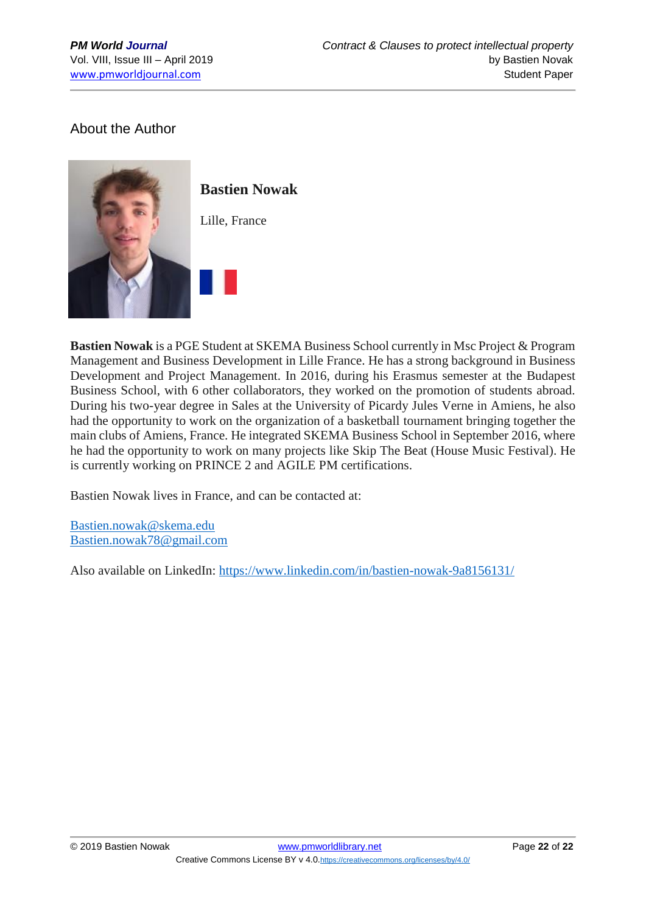## About the Author

**Bastien Nowak**

Lille, France

**Bastien Nowak** is a PGE Student at SKEMA Business School currently in Msc Project & Program Management and Business Development in Lille France. He has a strong background in Business Development and Project Management. In 2016, during his Erasmus semester at the Budapest Business School, with 6 other collaborators, they worked on the promotion of students abroad. During his two-year degree in Sales at the University of Picardy Jules Verne in Amiens, he also had the opportunity to work on the organization of a basketball tournament bringing together the main clubs of Amiens, France. He integrated SKEMA Business School in September 2016, where he had the opportunity to work on many projects like Skip The Beat (House Music Festival). He is currently working on PRINCE 2 and AGILE PM certifications.

Bastien Nowak lives in France, and can be contacted at:

Bastien.nowak@skema.edu
Bastien.nowak78@gmail.com

Also available on LinkedIn: https://www.linkedin.com/in/bastien-nowak-9a8156131/